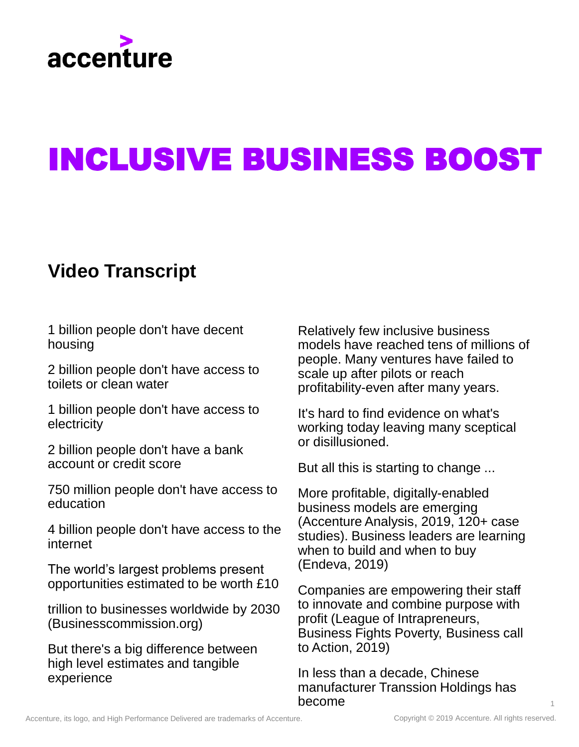accenture

# INCLUSIVE BUSINESS BOOST

## Video Transcript

1 billion people don't have decent housing

2 billion people don't have access to toilets or clean water

1 billion people don't have access to electricity

2 billion people don't have a bank account or credit score

750 million people don't have access to education

4 billion people don't have access to the internet

The world's largest problems present opportunities estimated to be worth £10

trillion to businesses worldwide by 2030 (Businesscommission.org)

But there's a big difference between high level estimates and tangible experience

Relatively few inclusive business models have reached tens of millions of people. Many ventures have failed to scale up after pilots or reach profitability-even after many years.

It's hard to find evidence on what's working today leaving many sceptical or disillusioned.

But all this is starting to change ...

More profitable, digitally-enabled business models are emerging (Accenture Analysis, 2019, 120+ case studies). Business leaders are learning when to build and when to buy (Endeva, 2019)

Companies are empowering their staff to innovate and combine purpose with profit (League of Intrapreneurs, Business Fights Poverty, Business call to Action, 2019)

In less than a decade, Chinese manufacturer Transsion Holdings has become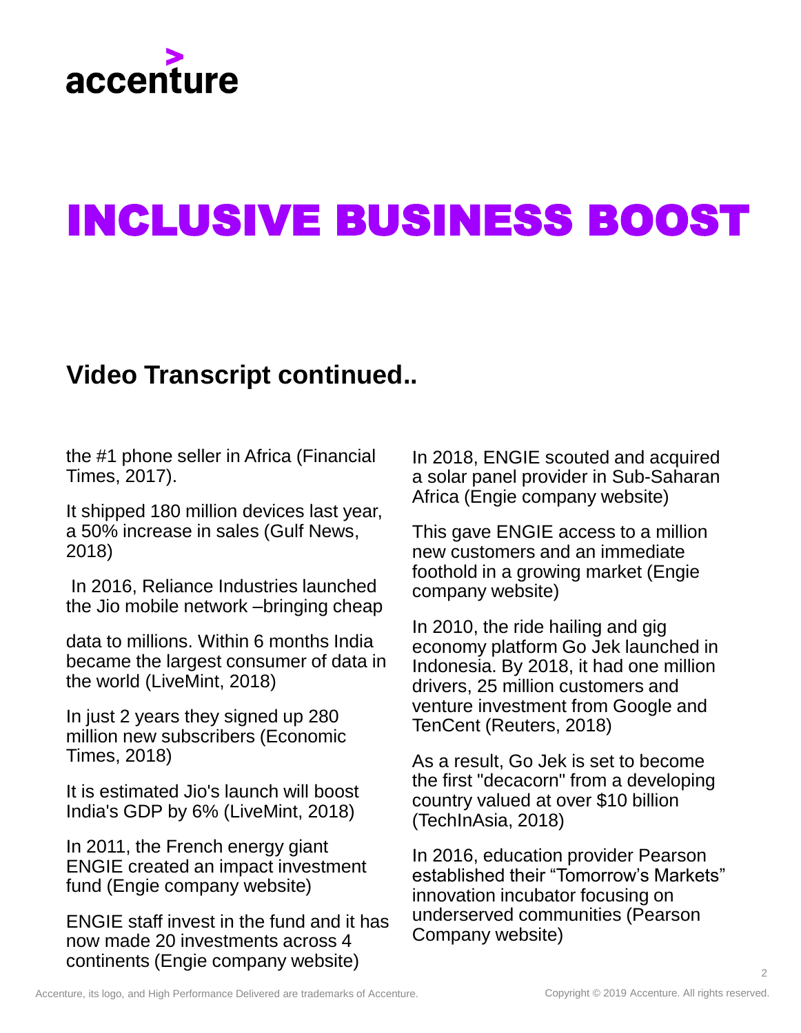# INCLUSIVE BUSINESS BOOST

## Video Transcript continued..

the #1 phone seller in Africa (Financial Times, 2017).

It shipped 180 million devices last year, a 50% increase in sales (Gulf News, 2018)

In 2016, Reliance Industries launched the Jio mobile network –bringing cheap

data to millions. Within 6 months India became the largest consumer of data in the world (LiveMint, 2018)

In just 2 years they signed up 280 million new subscribers (Economic Times, 2018)

It is estimated Jio's launch will boost India's GDP by 6% (LiveMint, 2018)

In 2011, the French energy giant ENGIE created an impact investment fund (Engie company website)

ENGIE staff invest in the fund and it has now made 20 investments across 4 continents (Engie company website)

In 2018, ENGIE scouted and acquired a solar panel provider in Sub-Saharan Africa (Engie company website)

This gave ENGIE access to a million new customers and an immediate foothold in a growing market (Engie company website)

In 2010, the ride hailing and gig economy platform Go Jek launched in Indonesia. By 2018, it had one million drivers, 25 million customers and venture investment from Google and TenCent (Reuters, 2018)

As a result, Go Jek is set to become the first "decacorn" from a developing country valued at over $10 billion (TechInAsia, 2018)

In 2016, education provider Pearson established their "Tomorrow's Markets" innovation incubator focusing on underserved communities (Pearson Company website)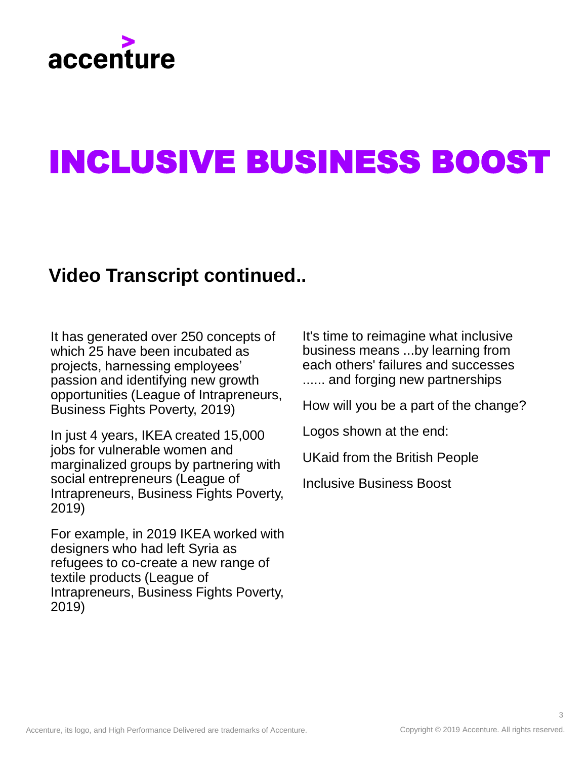accenture

# INCLUSIVE BUSINESS BOOST

## Video Transcript continued..

It has generated over 250 concepts of which 25 have been incubated as projects, harnessing employees' passion and identifying new growth opportunities (League of Intrapreneurs, Business Fights Poverty, 2019)

In just 4 years, IKEA created 15,000 jobs for vulnerable women and marginalized groups by partnering with social entrepreneurs (League of Intrapreneurs, Business Fights Poverty, 2019)

For example, in 2019 IKEA worked with designers who had left Syria as refugees to co-create a new range of textile products (League of Intrapreneurs, Business Fights Poverty, 2019)

It's time to reimagine what inclusive business means ...by learning from each others' failures and successes ...... and forging new partnerships

How will you be a part of the change?

Logos shown at the end:

UKaid from the British People

Inclusive Business Boost

Accenture, its logo, and High Performance Delivered are trademarks of Accenture.

Copyright © 2019 Accenture. All rights reserved.